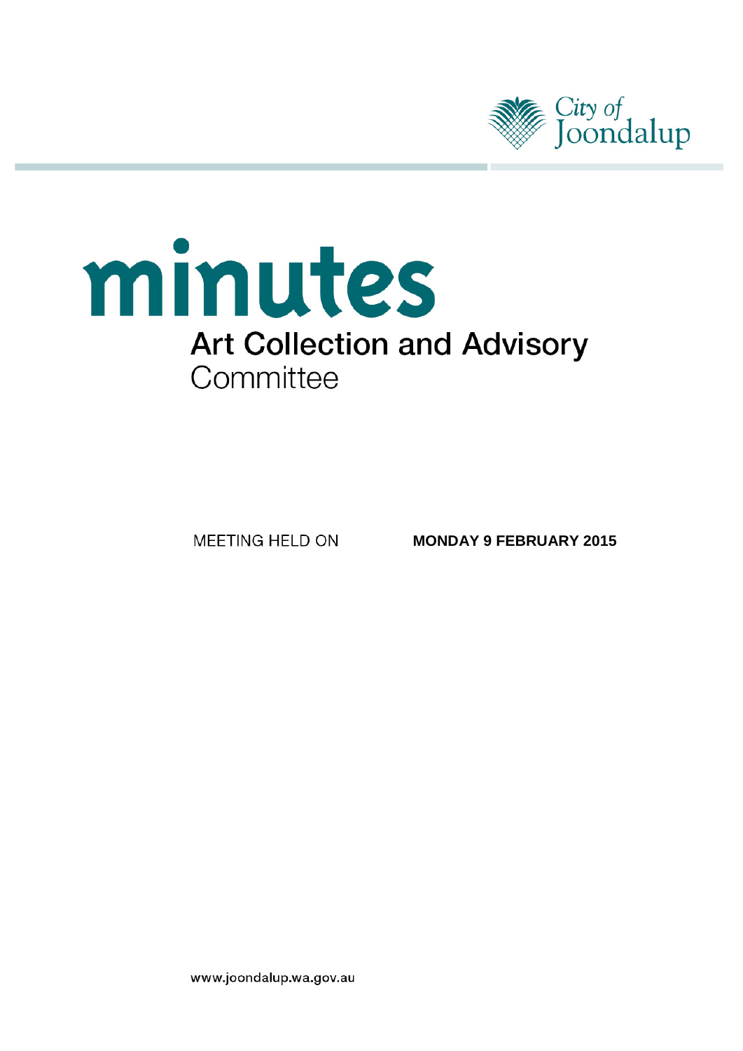City of Joondalup

# minutes

## Art Collection and Advisory Committee

MEETING HELD ON **MONDAY 9 FEBRUARY 2015**

www.joondalup.wa.gov.au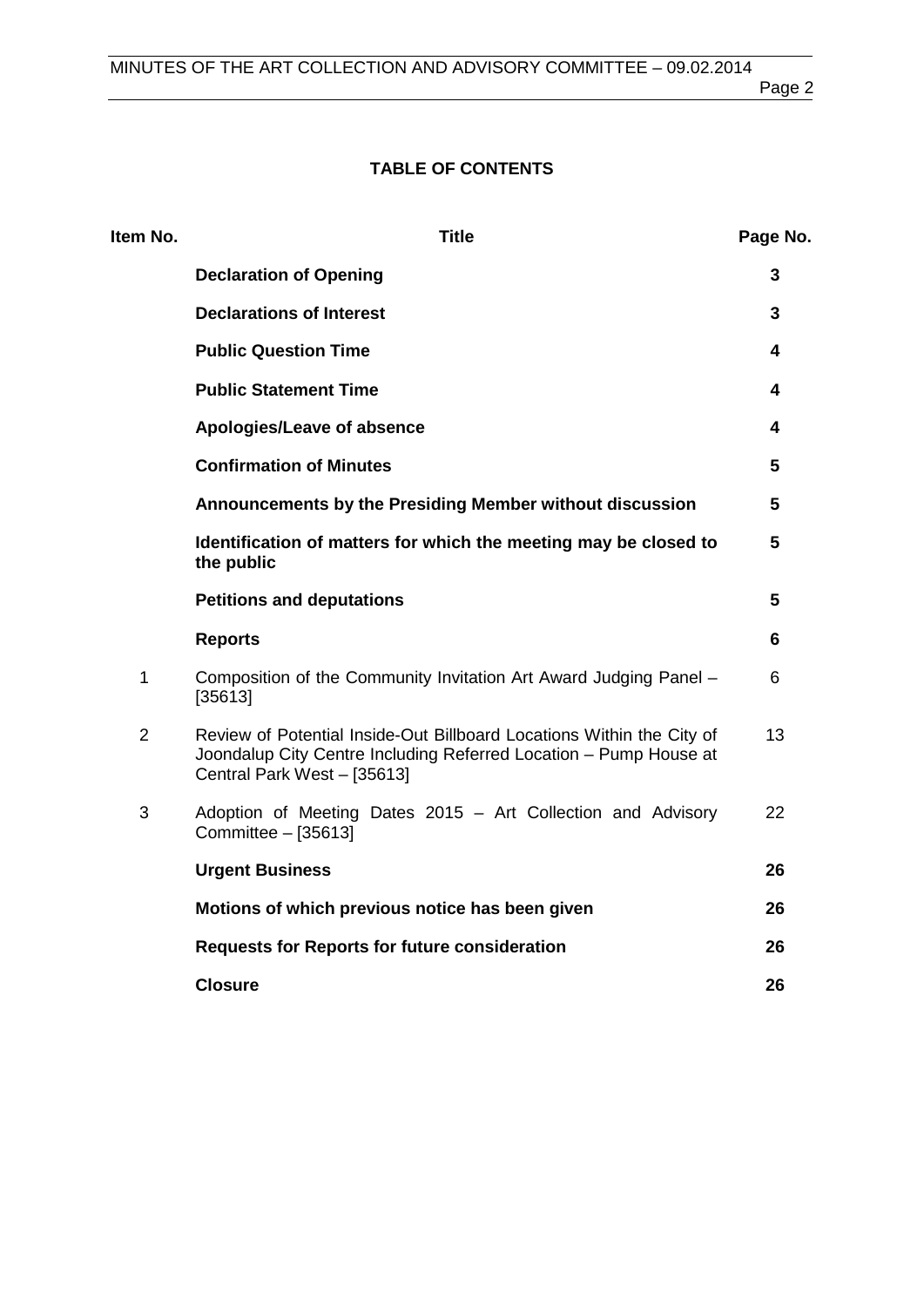## TABLE OF CONTENTS

| Item No. | Title | Page No. |
|---|---|---|
| | **Declaration of Opening** | **3** |
| | **Declarations of Interest** | **3** |
| | **Public Question Time** | **4** |
| | **Public Statement Time** | **4** |
| | **Apologies/Leave of absence** | **4** |
| | **Confirmation of Minutes** | **5** |
| | **Announcements by the Presiding Member without discussion** | **5** |
| | **Identification of matters for which the meeting may be closed to the public** | **5** |
| | **Petitions and deputations** | **5** |
| | **Reports** | **6** |
| 1 | Composition of the Community Invitation Art Award Judging Panel – [35613] | 6 |
| 2 | Review of Potential Inside-Out Billboard Locations Within the City of Joondalup City Centre Including Referred Location – Pump House at Central Park West – [35613] | 13 |
| 3 | Adoption of Meeting Dates 2015 – Art Collection and Advisory Committee – [35613] | 22 |
| | **Urgent Business** | **26** |
| | **Motions of which previous notice has been given** | **26** |
| | **Requests for Reports for future consideration** | **26** |
| | **Closure** | **26** |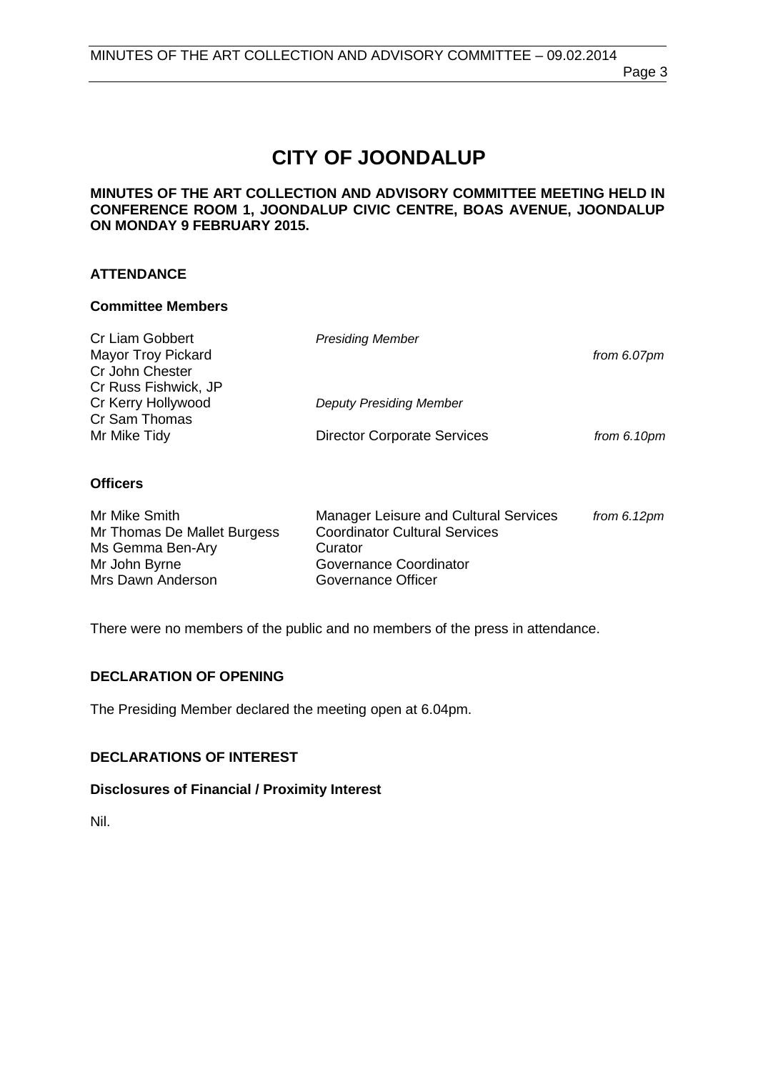# CITY OF JOONDALUP

**MINUTES OF THE ART COLLECTION AND ADVISORY COMMITTEE MEETING HELD IN CONFERENCE ROOM 1, JOONDALUP CIVIC CENTRE, BOAS AVENUE, JOONDALUP ON MONDAY 9 FEBRUARY 2015.**

## ATTENDANCE

### Committee Members

| | | |
|---|---|---|
| Cr Liam Gobbert | *Presiding Member* | |
| Mayor Troy Pickard | | *from 6.07pm* |
| Cr John Chester | | |
| Cr Russ Fishwick, JP | | |
| Cr Kerry Hollywood | *Deputy Presiding Member* | |
| Cr Sam Thomas | | |
| Mr Mike Tidy | Director Corporate Services | *from 6.10pm* |

### Officers

| | | |
|---|---|---|
| Mr Mike Smith | Manager Leisure and Cultural Services | *from 6.12pm* |
| Mr Thomas De Mallet Burgess | Coordinator Cultural Services | |
| Ms Gemma Ben-Ary | Curator | |
| Mr John Byrne | Governance Coordinator | |
| Mrs Dawn Anderson | Governance Officer | |

There were no members of the public and no members of the press in attendance.

## DECLARATION OF OPENING

The Presiding Member declared the meeting open at 6.04pm.

## DECLARATIONS OF INTEREST

### Disclosures of Financial / Proximity Interest

Nil.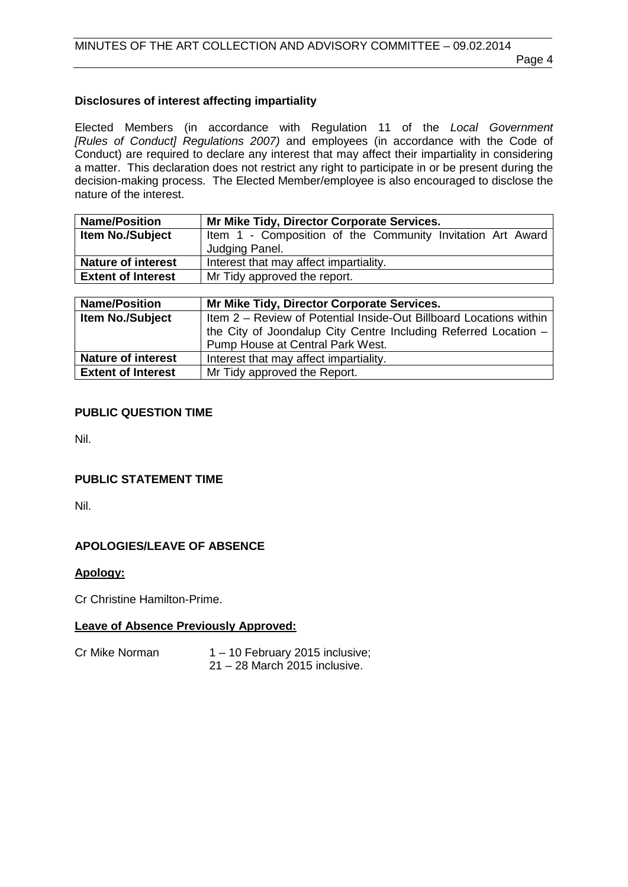**Disclosures of interest affecting impartiality**

Elected Members (in accordance with Regulation 11 of the *Local Government [Rules of Conduct] Regulations 2007)* and employees (in accordance with the Code of Conduct) are required to declare any interest that may affect their impartiality in considering a matter. This declaration does not restrict any right to participate in or be present during the decision-making process. The Elected Member/employee is also encouraged to disclose the nature of the interest.

| **Name/Position** | **Mr Mike Tidy, Director Corporate Services.** |
|---|---|
| **Item No./Subject** | Item 1 - Composition of the Community Invitation Art Award Judging Panel. |
| **Nature of interest** | Interest that may affect impartiality. |
| **Extent of Interest** | Mr Tidy approved the report. |

| **Name/Position** | **Mr Mike Tidy, Director Corporate Services.** |
|---|---|
| **Item No./Subject** | Item 2 – Review of Potential Inside-Out Billboard Locations within the City of Joondalup City Centre Including Referred Location – Pump House at Central Park West. |
| **Nature of interest** | Interest that may affect impartiality. |
| **Extent of Interest** | Mr Tidy approved the Report. |

**PUBLIC QUESTION TIME**

Nil.

**PUBLIC STATEMENT TIME**

Nil.

**APOLOGIES/LEAVE OF ABSENCE**

**Apology:**

Cr Christine Hamilton-Prime.

**Leave of Absence Previously Approved:**

Cr Mike Norman 1 – 10 February 2015 inclusive;
21 – 28 March 2015 inclusive.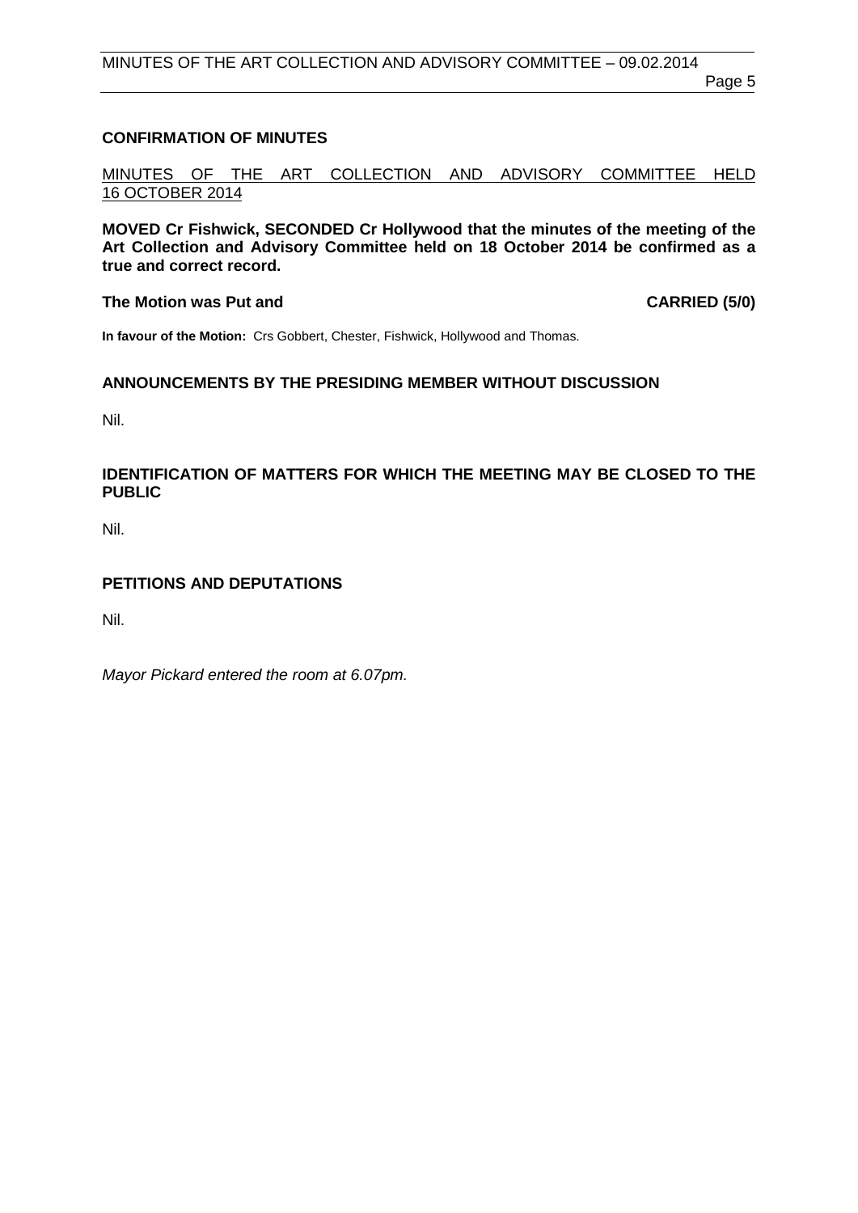## CONFIRMATION OF MINUTES

MINUTES OF THE ART COLLECTION AND ADVISORY COMMITTEE HELD 16 OCTOBER 2014

**MOVED Cr Fishwick, SECONDED Cr Hollywood that the minutes of the meeting of the Art Collection and Advisory Committee held on 18 October 2014 be confirmed as a true and correct record.**

**The Motion was Put and CARRIED (5/0)**

**In favour of the Motion:** Crs Gobbert, Chester, Fishwick, Hollywood and Thomas.

## ANNOUNCEMENTS BY THE PRESIDING MEMBER WITHOUT DISCUSSION

Nil.

## IDENTIFICATION OF MATTERS FOR WHICH THE MEETING MAY BE CLOSED TO THE PUBLIC

Nil.

## PETITIONS AND DEPUTATIONS

Nil.

*Mayor Pickard entered the room at 6.07pm.*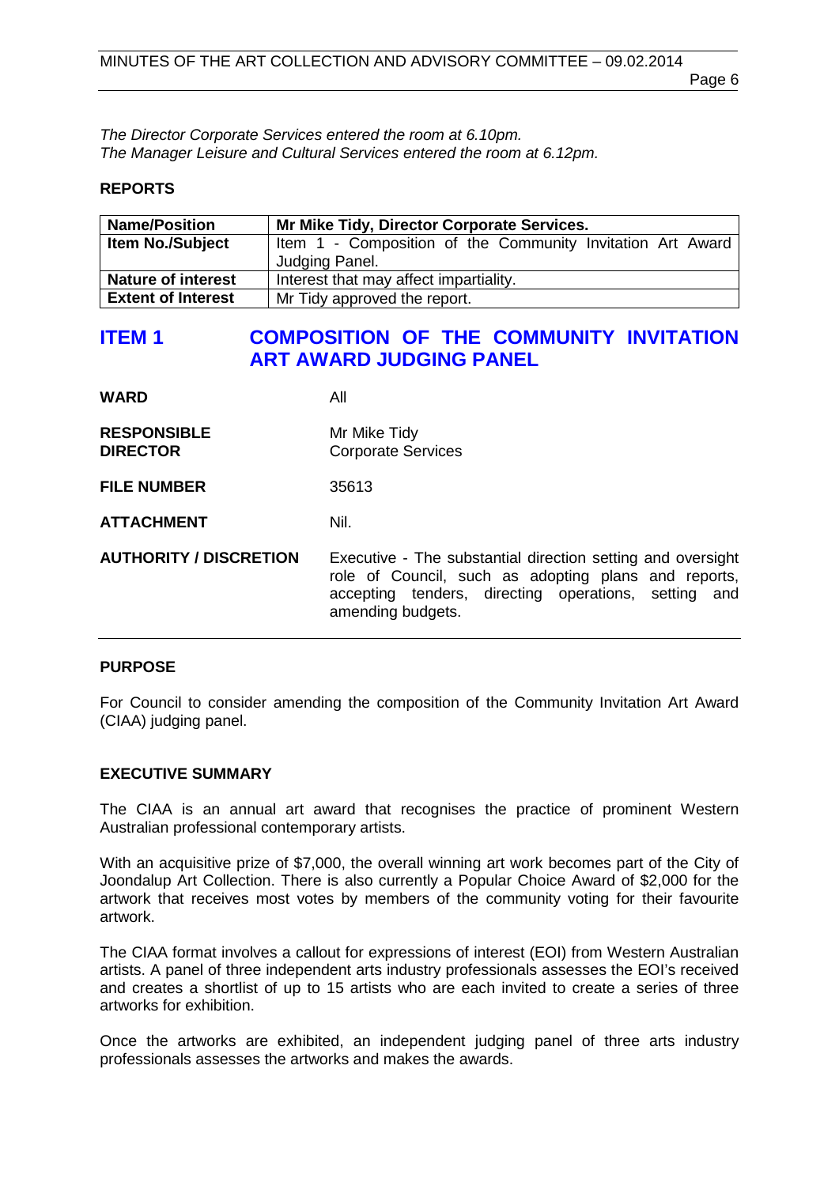*The Director Corporate Services entered the room at 6.10pm.*
*The Manager Leisure and Cultural Services entered the room at 6.12pm.*

**REPORTS**

| **Name/Position** | **Mr Mike Tidy, Director Corporate Services.** |
|---|---|
| **Item No./Subject** | Item 1 - Composition of the Community Invitation Art Award Judging Panel. |
| **Nature of interest** | Interest that may affect impartiality. |
| **Extent of Interest** | Mr Tidy approved the report. |

## ITEM 1 COMPOSITION OF THE COMMUNITY INVITATION ART AWARD JUDGING PANEL

**WARD** All

**RESPONSIBLE DIRECTOR** Mr Mike Tidy
Corporate Services

**FILE NUMBER** 35613

**ATTACHMENT** Nil.

**AUTHORITY / DISCRETION** Executive - The substantial direction setting and oversight role of Council, such as adopting plans and reports, accepting tenders, directing operations, setting and amending budgets.

**PURPOSE**

For Council to consider amending the composition of the Community Invitation Art Award (CIAA) judging panel.

**EXECUTIVE SUMMARY**

The CIAA is an annual art award that recognises the practice of prominent Western Australian professional contemporary artists.

With an acquisitive prize of $7,000, the overall winning art work becomes part of the City of Joondalup Art Collection. There is also currently a Popular Choice Award of $2,000 for the artwork that receives most votes by members of the community voting for their favourite artwork.

The CIAA format involves a callout for expressions of interest (EOI) from Western Australian artists. A panel of three independent arts industry professionals assesses the EOI's received and creates a shortlist of up to 15 artists who are each invited to create a series of three artworks for exhibition.

Once the artworks are exhibited, an independent judging panel of three arts industry professionals assesses the artworks and makes the awards.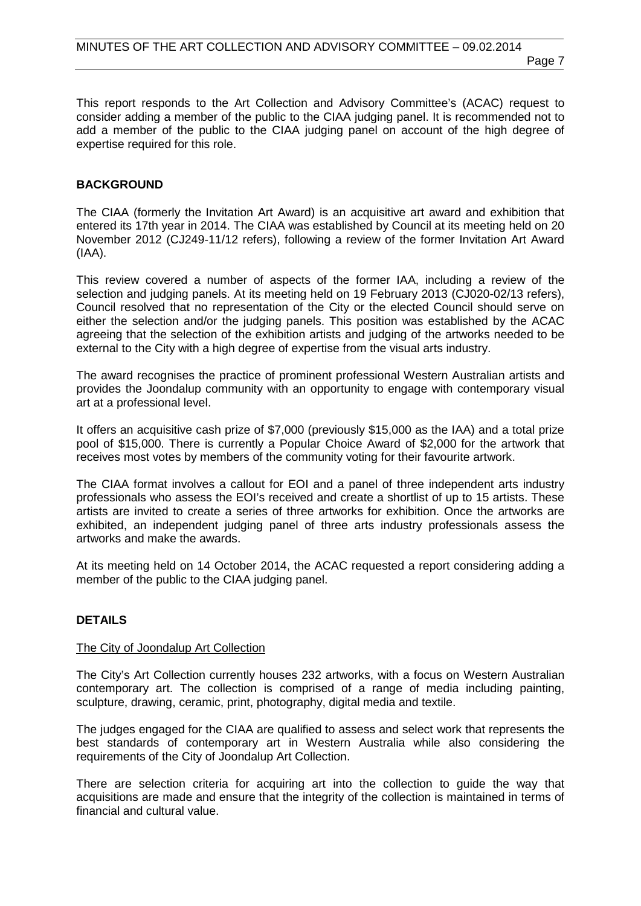This report responds to the Art Collection and Advisory Committee's (ACAC) request to consider adding a member of the public to the CIAA judging panel. It is recommended not to add a member of the public to the CIAA judging panel on account of the high degree of expertise required for this role.

## BACKGROUND

The CIAA (formerly the Invitation Art Award) is an acquisitive art award and exhibition that entered its 17th year in 2014. The CIAA was established by Council at its meeting held on 20 November 2012 (CJ249-11/12 refers), following a review of the former Invitation Art Award (IAA).

This review covered a number of aspects of the former IAA, including a review of the selection and judging panels. At its meeting held on 19 February 2013 (CJ020-02/13 refers), Council resolved that no representation of the City or the elected Council should serve on either the selection and/or the judging panels. This position was established by the ACAC agreeing that the selection of the exhibition artists and judging of the artworks needed to be external to the City with a high degree of expertise from the visual arts industry.

The award recognises the practice of prominent professional Western Australian artists and provides the Joondalup community with an opportunity to engage with contemporary visual art at a professional level.

It offers an acquisitive cash prize of $7,000 (previously $15,000 as the IAA) and a total prize pool of $15,000. There is currently a Popular Choice Award of $2,000 for the artwork that receives most votes by members of the community voting for their favourite artwork.

The CIAA format involves a callout for EOI and a panel of three independent arts industry professionals who assess the EOI's received and create a shortlist of up to 15 artists. These artists are invited to create a series of three artworks for exhibition. Once the artworks are exhibited, an independent judging panel of three arts industry professionals assess the artworks and make the awards.

At its meeting held on 14 October 2014, the ACAC requested a report considering adding a member of the public to the CIAA judging panel.

## DETAILS

### The City of Joondalup Art Collection

The City's Art Collection currently houses 232 artworks, with a focus on Western Australian contemporary art. The collection is comprised of a range of media including painting, sculpture, drawing, ceramic, print, photography, digital media and textile.

The judges engaged for the CIAA are qualified to assess and select work that represents the best standards of contemporary art in Western Australia while also considering the requirements of the City of Joondalup Art Collection.

There are selection criteria for acquiring art into the collection to guide the way that acquisitions are made and ensure that the integrity of the collection is maintained in terms of financial and cultural value.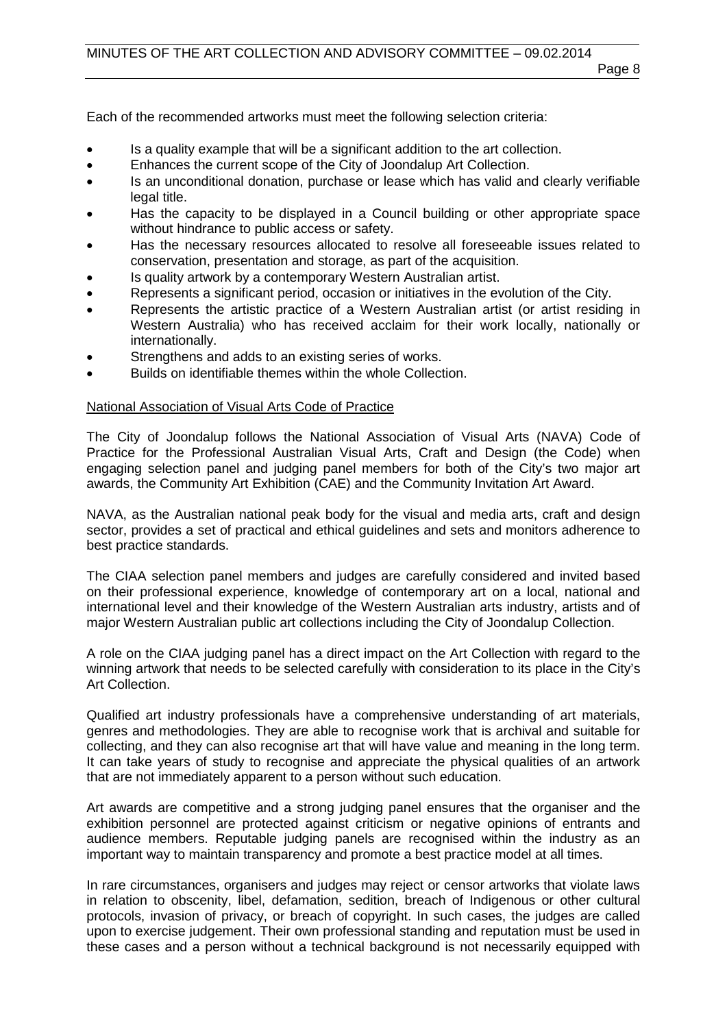Each of the recommended artworks must meet the following selection criteria:

- Is a quality example that will be a significant addition to the art collection.
- Enhances the current scope of the City of Joondalup Art Collection.
- Is an unconditional donation, purchase or lease which has valid and clearly verifiable legal title.
- Has the capacity to be displayed in a Council building or other appropriate space without hindrance to public access or safety.
- Has the necessary resources allocated to resolve all foreseeable issues related to conservation, presentation and storage, as part of the acquisition.
- Is quality artwork by a contemporary Western Australian artist.
- Represents a significant period, occasion or initiatives in the evolution of the City.
- Represents the artistic practice of a Western Australian artist (or artist residing in Western Australia) who has received acclaim for their work locally, nationally or internationally.
- Strengthens and adds to an existing series of works.
- Builds on identifiable themes within the whole Collection.

<u>National Association of Visual Arts Code of Practice</u>

The City of Joondalup follows the National Association of Visual Arts (NAVA) Code of Practice for the Professional Australian Visual Arts, Craft and Design (the Code) when engaging selection panel and judging panel members for both of the City's two major art awards, the Community Art Exhibition (CAE) and the Community Invitation Art Award.

NAVA, as the Australian national peak body for the visual and media arts, craft and design sector, provides a set of practical and ethical guidelines and sets and monitors adherence to best practice standards.

The CIAA selection panel members and judges are carefully considered and invited based on their professional experience, knowledge of contemporary art on a local, national and international level and their knowledge of the Western Australian arts industry, artists and of major Western Australian public art collections including the City of Joondalup Collection.

A role on the CIAA judging panel has a direct impact on the Art Collection with regard to the winning artwork that needs to be selected carefully with consideration to its place in the City's Art Collection.

Qualified art industry professionals have a comprehensive understanding of art materials, genres and methodologies. They are able to recognise work that is archival and suitable for collecting, and they can also recognise art that will have value and meaning in the long term. It can take years of study to recognise and appreciate the physical qualities of an artwork that are not immediately apparent to a person without such education.

Art awards are competitive and a strong judging panel ensures that the organiser and the exhibition personnel are protected against criticism or negative opinions of entrants and audience members. Reputable judging panels are recognised within the industry as an important way to maintain transparency and promote a best practice model at all times.

In rare circumstances, organisers and judges may reject or censor artworks that violate laws in relation to obscenity, libel, defamation, sedition, breach of Indigenous or other cultural protocols, invasion of privacy, or breach of copyright. In such cases, the judges are called upon to exercise judgement. Their own professional standing and reputation must be used in these cases and a person without a technical background is not necessarily equipped with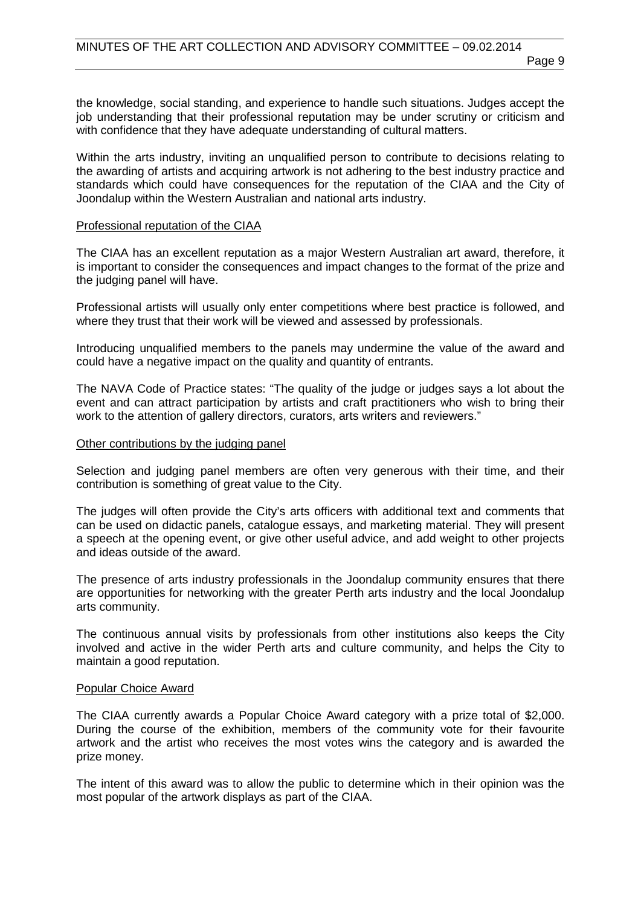the knowledge, social standing, and experience to handle such situations. Judges accept the job understanding that their professional reputation may be under scrutiny or criticism and with confidence that they have adequate understanding of cultural matters.

Within the arts industry, inviting an unqualified person to contribute to decisions relating to the awarding of artists and acquiring artwork is not adhering to the best industry practice and standards which could have consequences for the reputation of the CIAA and the City of Joondalup within the Western Australian and national arts industry.

<u>Professional reputation of the CIAA</u>

The CIAA has an excellent reputation as a major Western Australian art award, therefore, it is important to consider the consequences and impact changes to the format of the prize and the judging panel will have.

Professional artists will usually only enter competitions where best practice is followed, and where they trust that their work will be viewed and assessed by professionals.

Introducing unqualified members to the panels may undermine the value of the award and could have a negative impact on the quality and quantity of entrants.

The NAVA Code of Practice states: "The quality of the judge or judges says a lot about the event and can attract participation by artists and craft practitioners who wish to bring their work to the attention of gallery directors, curators, arts writers and reviewers."

<u>Other contributions by the judging panel</u>

Selection and judging panel members are often very generous with their time, and their contribution is something of great value to the City.

The judges will often provide the City's arts officers with additional text and comments that can be used on didactic panels, catalogue essays, and marketing material. They will present a speech at the opening event, or give other useful advice, and add weight to other projects and ideas outside of the award.

The presence of arts industry professionals in the Joondalup community ensures that there are opportunities for networking with the greater Perth arts industry and the local Joondalup arts community.

The continuous annual visits by professionals from other institutions also keeps the City involved and active in the wider Perth arts and culture community, and helps the City to maintain a good reputation.

<u>Popular Choice Award</u>

The CIAA currently awards a Popular Choice Award category with a prize total of $2,000. During the course of the exhibition, members of the community vote for their favourite artwork and the artist who receives the most votes wins the category and is awarded the prize money.

The intent of this award was to allow the public to determine which in their opinion was the most popular of the artwork displays as part of the CIAA.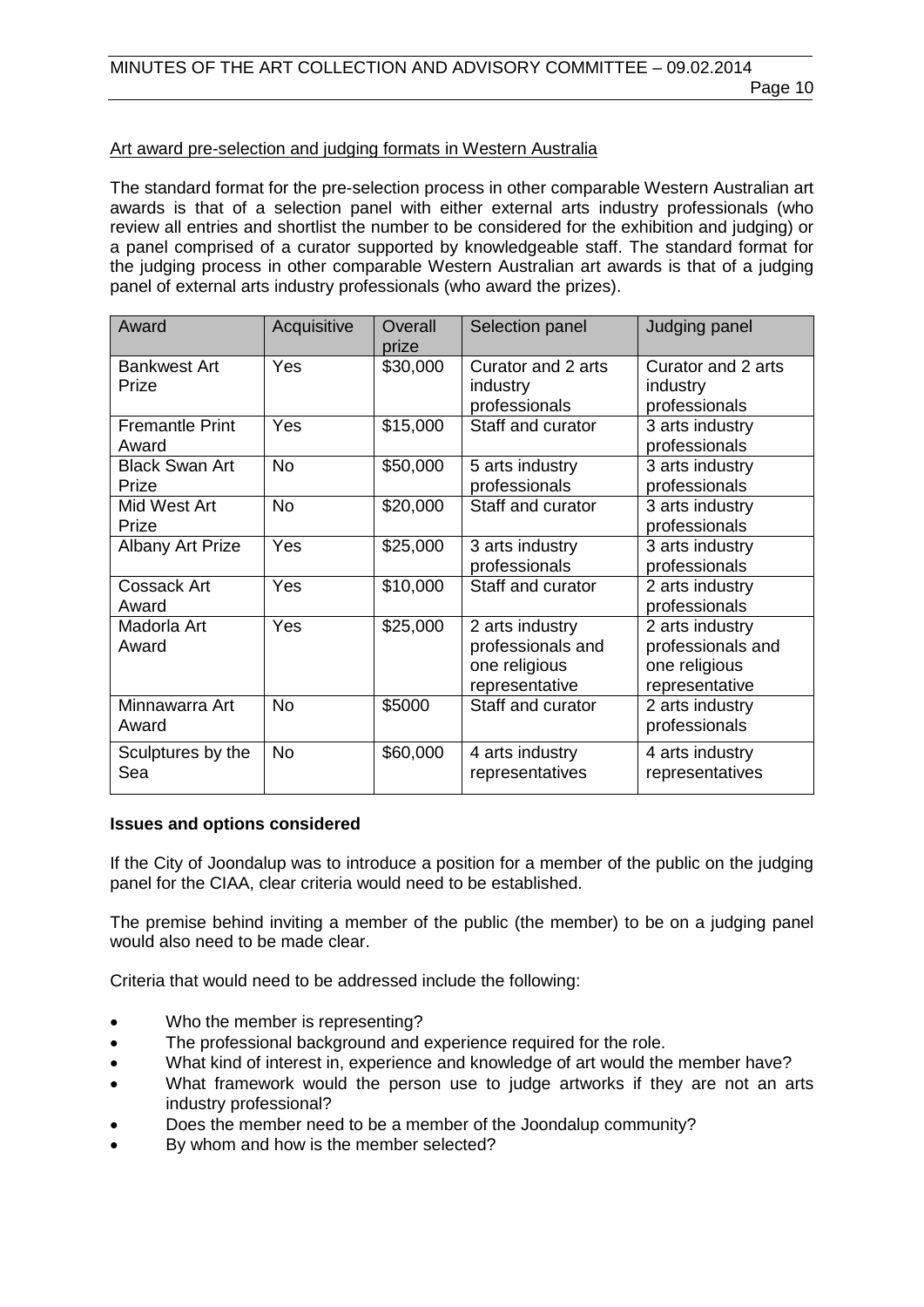Art award pre-selection and judging formats in Western Australia

The standard format for the pre-selection process in other comparable Western Australian art awards is that of a selection panel with either external arts industry professionals (who review all entries and shortlist the number to be considered for the exhibition and judging) or a panel comprised of a curator supported by knowledgeable staff. The standard for the judging process in other comparable Western Australian art awards is that of a judging panel of external arts industry professionals (who award the prizes).

| Award | Acquisitive | Overall prize | Selection panel | Judging panel |
|---|---|---|---|---|
| Bankwest Art Prize | Yes | $30,000 | Curator and 2 arts industry professionals | Curator and 2 arts industry professionals |
| Fremantle Print Award | Yes | $15,000 | Staff and curator | 3 arts industry professionals |
| Black Swan Art Prize | No | $50,000 | 5 arts industry professionals | 3 arts industry professionals |
| Mid West Art Prize | No | $20,000 | Staff and curator | 3 arts industry professionals |
| Albany Art Prize | Yes | $25,000 | 3 arts industry professionals | 3 arts industry professionals |
| Cossack Art Award | Yes | $10,000 | Staff and curator | 2 arts industry professionals |
| Madorla Art Award | Yes | $25,000 | 2 arts industry professionals and one religious representative | 2 arts industry professionals and one religious representative |
| Minnawarra Art Award | No | $5000 | Staff and curator | 2 arts industry professionals |
| Sculptures by the Sea | No | $60,000 | 4 arts industry representatives | 4 arts industry representatives |

**Issues and options considered**

If the City of Joondalup was to introduce a position for a member of the public on the judging panel for the CIAA, clear criteria would need to be established.

The premise behind inviting a member of the public (the member) to be on a judging panel would also need to be made clear.

Criteria that would need to be addressed include the following:

- Who the member is representing?
- The professional background and experience required for the role.
- What kind of interest in, experience and knowledge of art would the member have?
- What framework would the person use to judge artworks if they are not an arts industry professional?
- Does the member need to be a member of the Joondalup community?
- By whom and how is the member selected?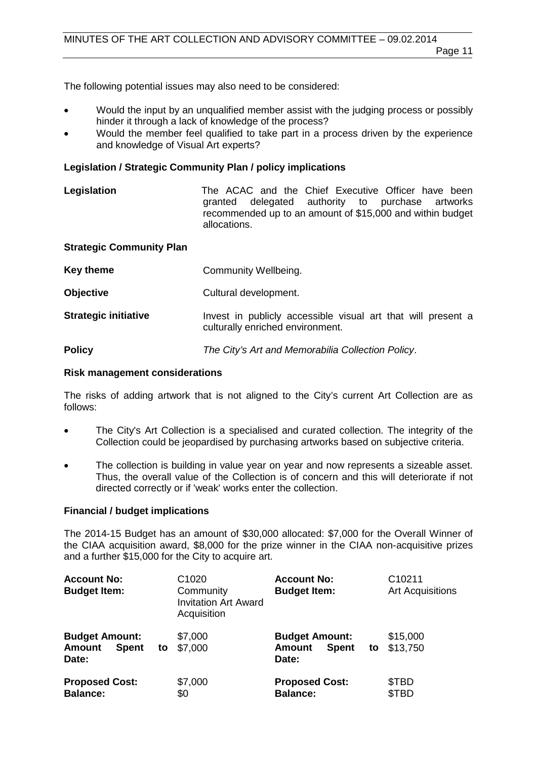The following potential issues may also need to be considered:

- Would the input by an unqualified member assist with the judging process or possibly hinder it through a lack of knowledge of the process?
- Would the member feel qualified to take part in a process driven by the experience and knowledge of Visual Art experts?

**Legislation / Strategic Community Plan / policy implications**

**Legislation** — The ACAC and the Chief Executive Officer have been granted delegated authority to purchase artworks recommended up to an amount of $15,000 and within budget allocations.

**Strategic Community Plan**

**Key theme** — Community Wellbeing.

**Objective** — Cultural development.

**Strategic initiative** — Invest in publicly accessible visual art that will present a culturally enriched environment.

**Policy** — *The City's Art and Memorabilia Collection Policy*.

**Risk management considerations**

The risks of adding artwork that is not aligned to the City's current Art Collection are as follows:

- The City's Art Collection is a specialised and curated collection. The integrity of the Collection could be jeopardised by purchasing artworks based on subjective criteria.
- The collection is building in value year on year and now represents a sizeable asset. Thus, the overall value of the Collection is of concern and this will deteriorate if not directed correctly or if 'weak' works enter the collection.

**Financial / budget implications**

The 2014-15 Budget has an amount of $30,000 allocated: $7,000 for the Overall Winner of the CIAA acquisition award, $8,000 for the prize winner in the CIAA non-acquisitive prizes and a further $15,000 for the City to acquire art.

| | | | |
|---|---|---|---|
| **Account No:** | C1020 | **Account No:** | C10211 |
| **Budget Item:** | Community Invitation Art Award Acquisition | **Budget Item:** | Art Acquisitions |
| **Budget Amount:** | $7,000 | **Budget Amount:** | $15,000 |
| **Amount Spent to Date:** | $7,000 | **Amount Spent to Date:** | $13,750 |
| **Proposed Cost:** | $7,000 | **Proposed Cost:** | $TBD |
| **Balance:** | $0 | **Balance:** | $TBD |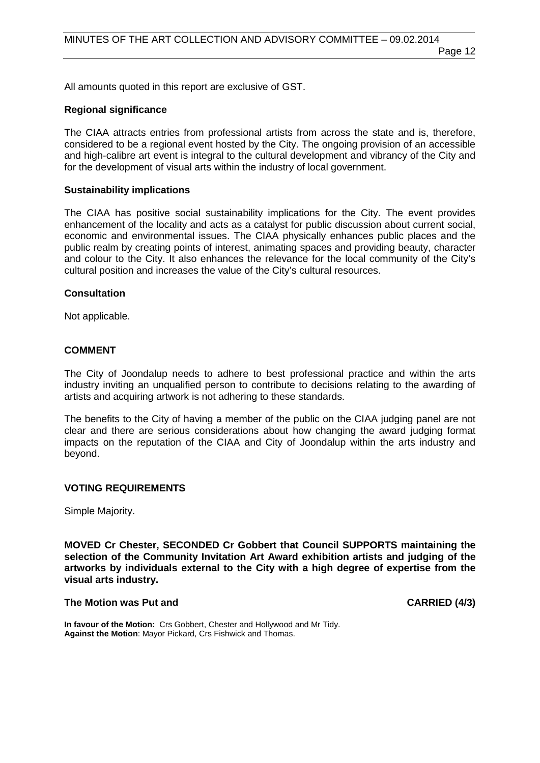All amounts quoted in this report are exclusive of GST.

**Regional significance**

The CIAA attracts entries from professional artists from across the state and is, therefore, considered to be a regional event hosted by the City. The ongoing provision of an accessible and high-calibre art event is integral to the cultural development and vibrancy of the City and for the development of visual arts within the industry of local government.

**Sustainability implications**

The CIAA has positive social sustainability implications for the City. The event provides enhancement of the locality and acts as a catalyst for public discussion about current social, economic and environmental issues. The CIAA physically enhances public places and the public realm by creating points of interest, animating spaces and providing beauty, character and colour to the City. It also enhances the relevance for the local community of the City's cultural position and increases the value of the City's cultural resources.

**Consultation**

Not applicable.

**COMMENT**

The City of Joondalup needs to adhere to best professional practice and within the arts industry inviting an unqualified person to contribute to decisions relating to the awarding of artists and acquiring artwork is not adhering to these standards.

The benefits to the City of having a member of the public on the CIAA judging panel are not clear and there are serious considerations about how changing the award judging format impacts on the reputation of the CIAA and City of Joondalup within the arts industry and beyond.

**VOTING REQUIREMENTS**

Simple Majority.

**MOVED Cr Chester, SECONDED Cr Gobbert that Council SUPPORTS maintaining the selection of the Community Invitation Art Award exhibition artists and judging of the artworks by individuals external to the City with a high degree of expertise from the visual arts industry.**

**The Motion was Put and CARRIED (4/3)**

**In favour of the Motion:** Crs Gobbert, Chester and Hollywood and Mr Tidy.
**Against the Motion**: Mayor Pickard, Crs Fishwick and Thomas.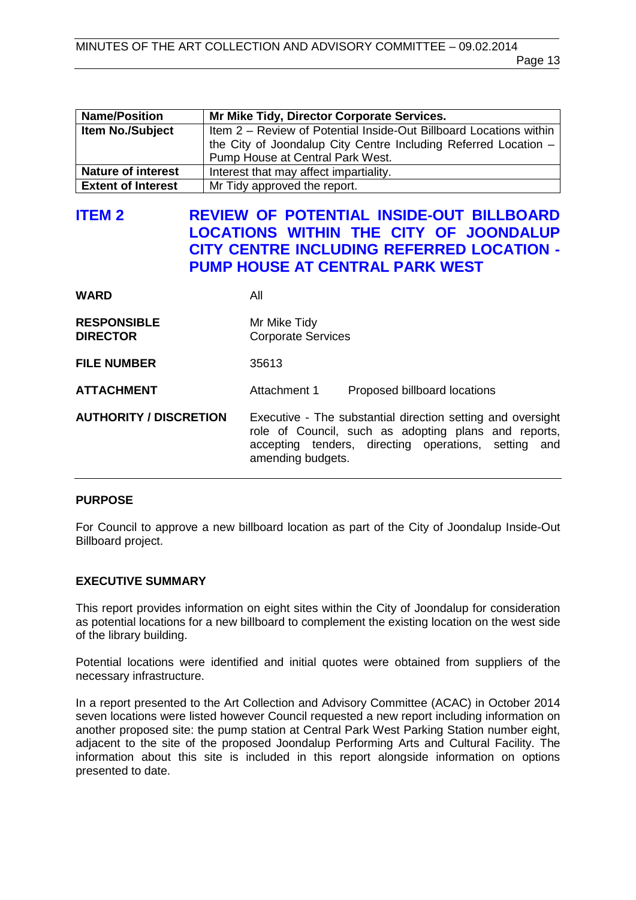| Name/Position | Mr Mike Tidy, Director Corporate Services. |
|---|---|
| Item No./Subject | Item 2 – Review of Potential Inside-Out Billboard Locations within the City of Joondalup City Centre Including Referred Location – Pump House at Central Park West. |
| Nature of interest | Interest that may affect impartiality. |
| Extent of Interest | Mr Tidy approved the report. |

## ITEM 2 REVIEW OF POTENTIAL INSIDE-OUT BILLBOARD LOCATIONS WITHIN THE CITY OF JOONDALUP CITY CENTRE INCLUDING REFERRED LOCATION - PUMP HOUSE AT CENTRAL PARK WEST

**WARD** All

**RESPONSIBLE DIRECTOR** Mr Mike Tidy
Corporate Services

**FILE NUMBER** 35613

**ATTACHMENT** Attachment 1 Proposed billboard locations

**AUTHORITY / DISCRETION** Executive - The substantial direction setting and oversight role of Council, such as adopting plans and reports, accepting tenders, directing operations, setting and amending budgets.

### PURPOSE

For Council to approve a new billboard location as part of the City of Joondalup Inside-Out Billboard project.

### EXECUTIVE SUMMARY

This report provides information on eight sites within the City of Joondalup for consideration as potential locations for a new billboard to complement the existing location on the west side of the library building.

Potential locations were identified and initial quotes were obtained from suppliers of the necessary infrastructure.

In a report presented to the Art Collection and Advisory Committee (ACAC) in October 2014 seven locations were listed however Council requested a new report including information on another proposed site: the pump station at Central Park West Parking Station number eight, adjacent to the site of the proposed Joondalup Performing Arts and Cultural Facility. The information about this site is included in this report alongside information on options presented to date.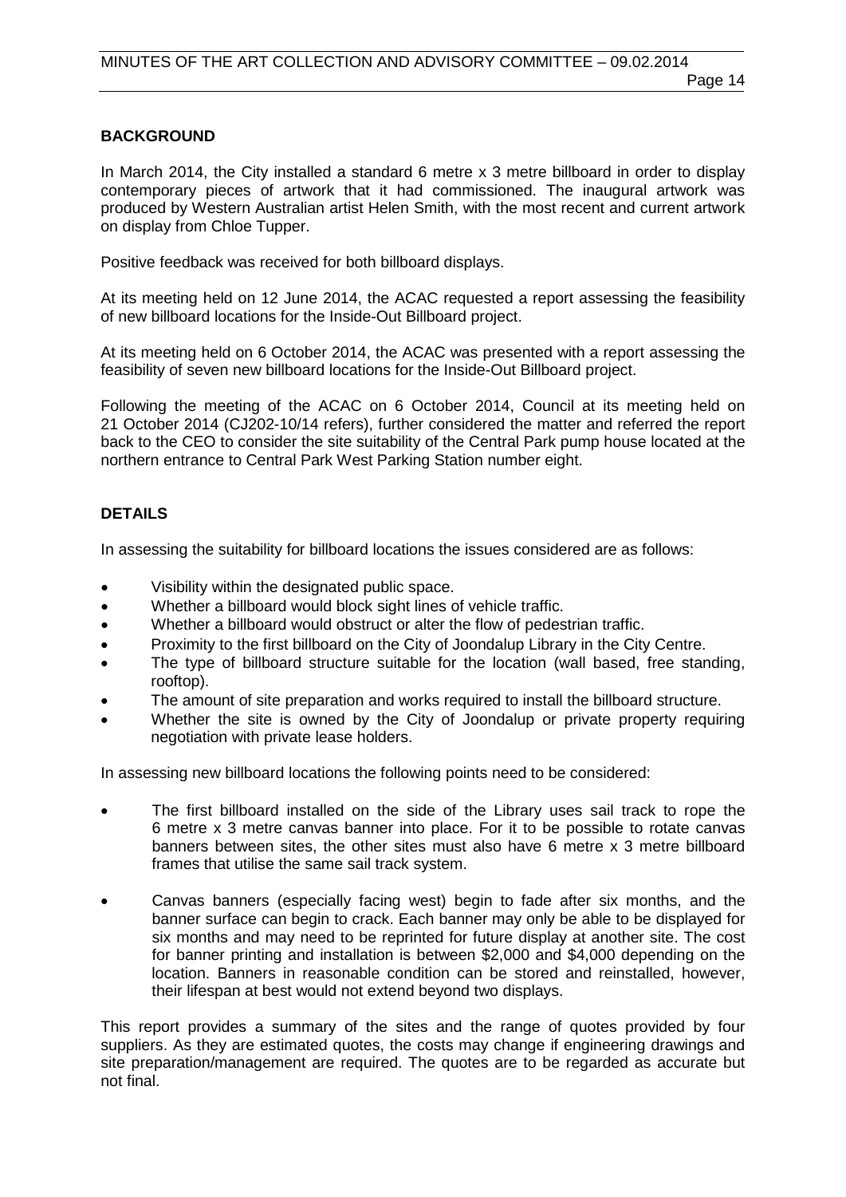## BACKGROUND

In March 2014, the City installed a standard 6 metre x 3 metre billboard in order to display contemporary pieces of artwork that it had commissioned. The inaugural artwork was produced by Western Australian artist Helen Smith, with the most recent and current artwork on display from Chloe Tupper.

Positive feedback was received for both billboard displays.

At its meeting held on 12 June 2014, the ACAC requested a report assessing the feasibility of new billboard locations for the Inside-Out Billboard project.

At its meeting held on 6 October 2014, the ACAC was presented with a report assessing the feasibility of seven new billboard locations for the Inside-Out Billboard project.

Following the meeting of the ACAC on 6 October 2014, Council at its meeting held on 21 October 2014 (CJ202-10/14 refers), further considered the matter and referred the report back to the CEO to consider the site suitability of the Central Park pump house located at the northern entrance to Central Park West Parking Station number eight.

## DETAILS

In assessing the suitability for billboard locations the issues considered are as follows:

- Visibility within the designated public space.
- Whether a billboard would block sight lines of vehicle traffic.
- Whether a billboard would obstruct or alter the flow of pedestrian traffic.
- Proximity to the first billboard on the City of Joondalup Library in the City Centre.
- The type of billboard structure suitable for the location (wall based, free standing, rooftop).
- The amount of site preparation and works required to install the billboard structure.
- Whether the site is owned by the City of Joondalup or private property requiring negotiation with private lease holders.

In assessing new billboard locations the following points need to be considered:

- The first billboard installed on the side of the Library uses sail track to rope the 6 metre x 3 metre canvas banner into place. For it to be possible to rotate canvas banners between sites, the other sites must also have 6 metre x 3 metre billboard frames that utilise the same sail track system.
- Canvas banners (especially facing west) begin to fade after six months, and the banner surface can begin to crack. Each banner may only be able to be displayed for six months and may need to be reprinted for future display at another site. The cost for banner printing and installation is between $2,000 and $4,000 depending on the location. Banners in reasonable condition can be stored and reinstalled, however, their lifespan at best would not extend beyond two displays.

This report provides a summary of the sites and the range of quotes provided by four suppliers. As they are estimated quotes, the costs may change if engineering drawings and site preparation/management are required. The quotes are to be regarded as accurate but not final.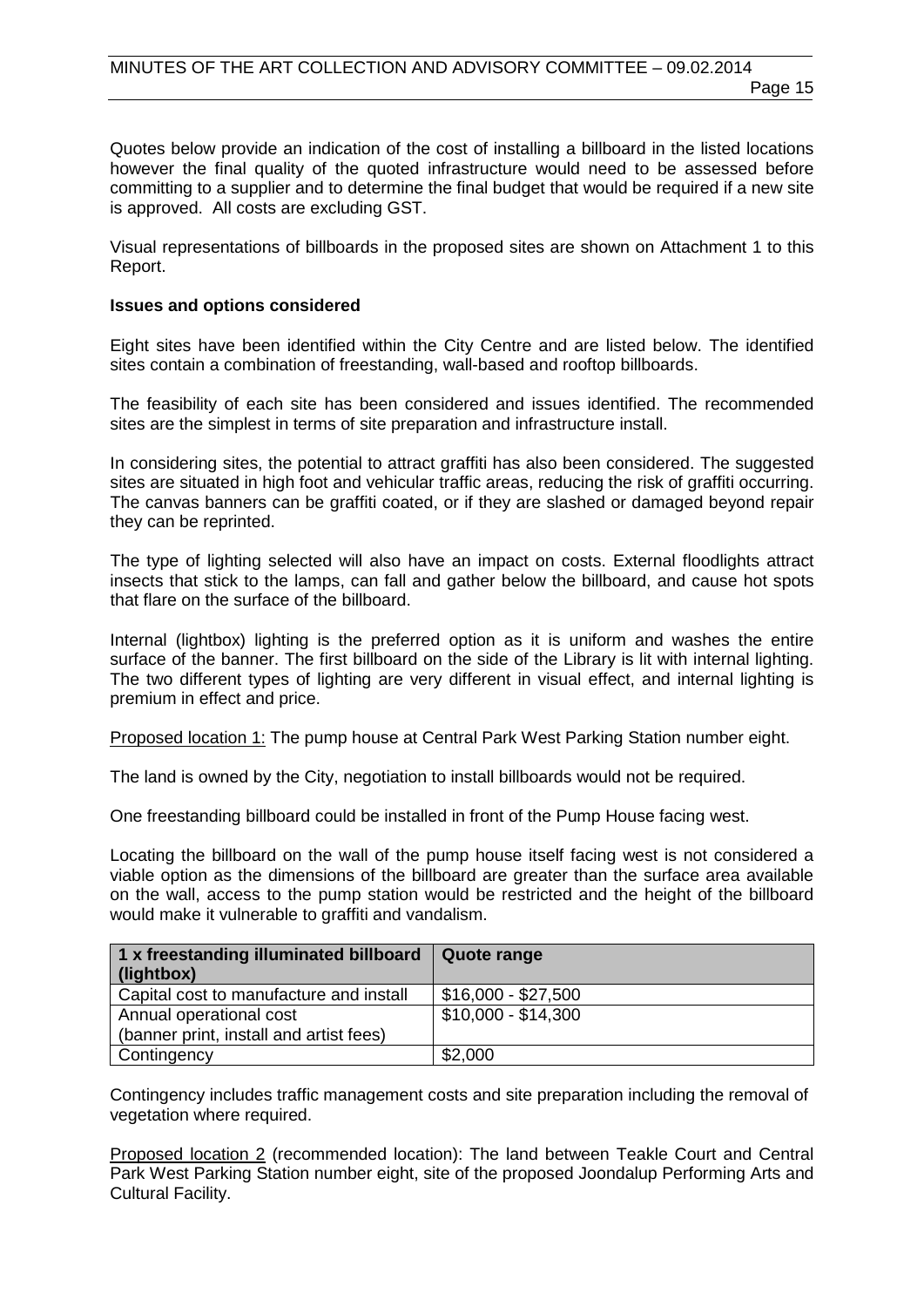Quotes below provide an indication of the cost of installing a billboard in the listed locations however the final quality of the quoted infrastructure would need to be assessed before committing to a supplier and to determine the final budget that would be required if a new site is approved. All costs are excluding GST.

Visual representations of billboards in the proposed sites are shown on Attachment 1 to this Report.

**Issues and options considered**

Eight sites have been identified within the City Centre and are listed below. The identified sites contain a combination of freestanding, wall-based and rooftop billboards.

The feasibility of each site has been considered and issues identified. The recommended sites are the simplest in terms of site preparation and infrastructure install.

In considering sites, the potential to attract graffiti has also been considered. The suggested sites are situated in high foot and vehicular traffic areas, reducing the risk of graffiti occurring. The canvas banners can be graffiti coated, or if they are slashed or damaged beyond repair they can be reprinted.

The type of lighting selected will also have an impact on costs. External floodlights attract insects that stick to the lamps, can fall and gather below the billboard, and cause hot spots that flare on the surface of the billboard.

Internal (lightbox) lighting is the preferred option as it is uniform and washes the entire surface of the banner. The first billboard on the side of the Library is lit with internal lighting. The two different types of lighting are very different in visual effect, and internal lighting is premium in effect and price.

<u>Proposed location 1:</u> The pump house at Central Park West Parking Station number eight.

The land is owned by the City, negotiation to install billboards would not be required.

One freestanding billboard could be installed in front of the Pump House facing west.

Locating the billboard on the wall of the pump house itself facing west is not considered a viable option as the dimensions of the billboard are greater than the surface area available on the wall, access to the pump station would be restricted and the height of the billboard would make it vulnerable to graffiti and vandalism.

| 1 x freestanding illuminated billboard (lightbox) | Quote range |
|---|---|
| Capital cost to manufacture and install | $16,000 - $27,500 |
| Annual operational cost (banner print, install and artist fees) | $10,000 - $14,300 |
| Contingency | $2,000 |

Contingency includes traffic management costs and site preparation including the removal of vegetation where required.

<u>Proposed location 2</u> (recommended location): The land between Teakle Court and Central Park West Parking Station number eight, site of the proposed Joondalup Performing Arts and Cultural Facility.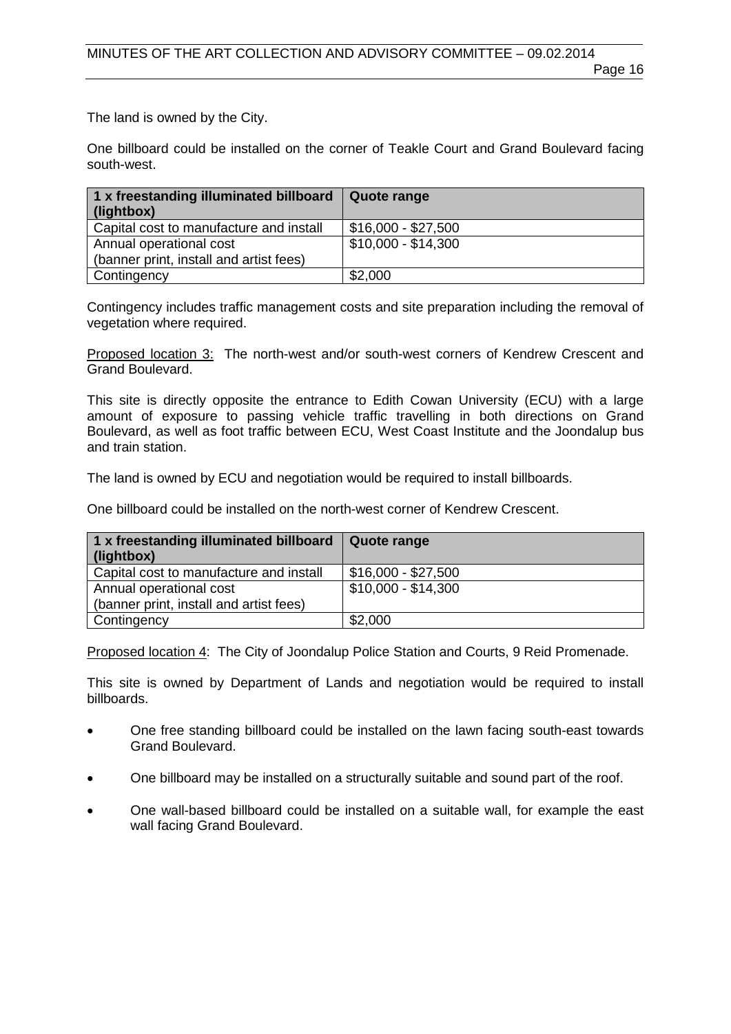The land is owned by the City.

One billboard could be installed on the corner of Teakle Court and Grand Boulevard facing south-west.

| 1 x freestanding illuminated billboard (lightbox) | Quote range |
|---|---|
| Capital cost to manufacture and install | $16,000 - $27,500 |
| Annual operational cost (banner print, install and artist fees) | $10,000 - $14,300 |
| Contingency | $2,000 |

Contingency includes traffic management costs and site preparation including the removal of vegetation where required.

Proposed location 3: The north-west and/or south-west corners of Kendrew Crescent and Grand Boulevard.

This site is directly opposite the entrance to Edith Cowan University (ECU) with a large amount of exposure to passing vehicle traffic travelling in both directions on Grand Boulevard, as well as foot traffic between ECU, West Coast Institute and the Joondalup bus and train station.

The land is owned by ECU and negotiation would be required to install billboards.

One billboard could be installed on the north-west corner of Kendrew Crescent.

| 1 x freestanding illuminated billboard (lightbox) | Quote range |
|---|---|
| Capital cost to manufacture and install | $16,000 - $27,500 |
| Annual operational cost (banner print, install and artist fees) | $10,000 - $14,300 |
| Contingency | $2,000 |

Proposed location 4: The City of Joondalup Police Station and Courts, 9 Reid Promenade.

This site is owned by Department of Lands and negotiation would be required to install billboards.

- One free standing billboard could be installed on the lawn facing south-east towards Grand Boulevard.
- One billboard may be installed on a structurally suitable and sound part of the roof.
- One wall-based billboard could be installed on a suitable wall, for example the east wall facing Grand Boulevard.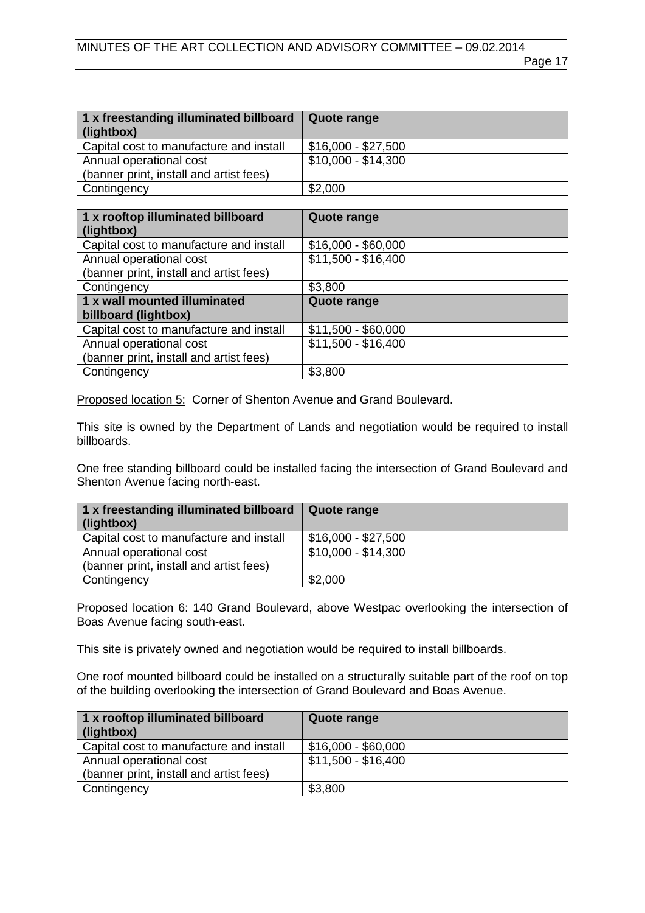| 1 x freestanding illuminated billboard (lightbox) | Quote range |
| --- | --- |
| Capital cost to manufacture and install | $16,000 - $27,500 |
| Annual operational cost (banner print, install and artist fees) | $10,000 - $14,300 |
| Contingency | $2,000 |

| 1 x rooftop illuminated billboard (lightbox) | Quote range |
| --- | --- |
| Capital cost to manufacture and install | $16,000 - $60,000 |
| Annual operational cost (banner print, install and artist fees) | $11,500 - $16,400 |
| Contingency | $3,800 |
| **1 x wall mounted illuminated billboard (lightbox)** | **Quote range** |
| Capital cost to manufacture and install | $11,500 - $60,000 |
| Annual operational cost (banner print, install and artist fees) | $11,500 - $16,400 |
| Contingency | $3,800 |

Proposed location 5: Corner of Shenton Avenue and Grand Boulevard.

This site is owned by the Department of Lands and negotiation would be required to install billboards.

One free standing billboard could be installed facing the intersection of Grand Boulevard and Shenton Avenue facing north-east.

| 1 x freestanding illuminated billboard (lightbox) | Quote range |
| --- | --- |
| Capital cost to manufacture and install | $16,000 - $27,500 |
| Annual operational cost (banner print, install and artist fees) | $10,000 - $14,300 |
| Contingency | $2,000 |

Proposed location 6: 140 Grand Boulevard, above Westpac overlooking the intersection of Boas Avenue facing south-east.

This site is privately owned and negotiation would be required to install billboards.

One roof mounted billboard could be installed on a structurally suitable part of the roof on top of the building overlooking the intersection of Grand Boulevard and Boas Avenue.

| 1 x rooftop illuminated billboard (lightbox) | Quote range |
| --- | --- |
| Capital cost to manufacture and install | $16,000 - $60,000 |
| Annual operational cost (banner print, install and artist fees) | $11,500 - $16,400 |
| Contingency | $3,800 |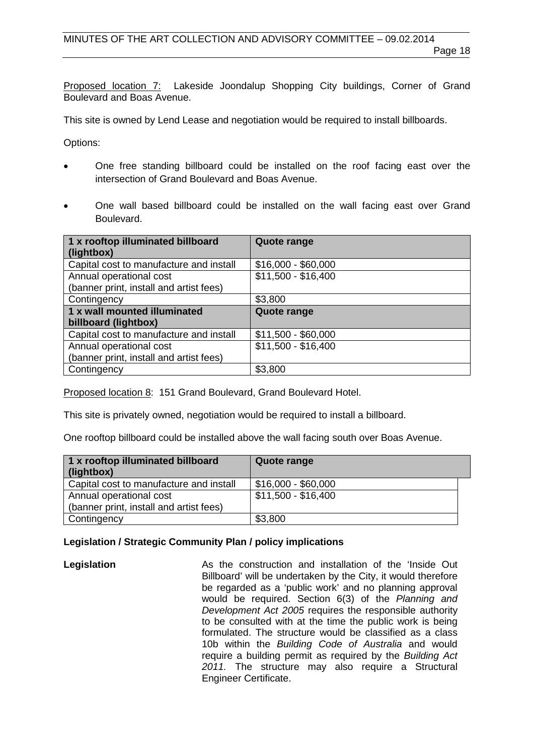Proposed location 7: Lakeside Joondalup Shopping City buildings, Corner of Grand Boulevard and Boas Avenue.

This site is owned by Lend Lease and negotiation would be required to install billboards.

Options:

- One free standing billboard could be installed on the roof facing east over the intersection of Grand Boulevard and Boas Avenue.

- One wall based billboard could be installed on the wall facing east over Grand Boulevard.

| **1 x rooftop illuminated billboard (lightbox)** | **Quote range** |
|---|---|
| Capital cost to manufacture and install | $16,000 - $60,000 |
| Annual operational cost (banner print, install and artist fees) | $11,500 - $16,400 |
| Contingency | $3,800 |
| **1 x wall mounted illuminated billboard (lightbox)** | **Quote range** |
| Capital cost to manufacture and install | $11,500 - $60,000 |
| Annual operational cost (banner print, install and artist fees) | $11,500 - $16,400 |
| Contingency | $3,800 |

Proposed location 8: 151 Grand Boulevard, Grand Boulevard Hotel.

This site is privately owned, negotiation would be required to install a billboard.

One rooftop billboard could be installed above the wall facing south over Boas Avenue.

| **1 x rooftop illuminated billboard (lightbox)** | **Quote range** |
|---|---|
| Capital cost to manufacture and install | $16,000 - $60,000 |
| Annual operational cost (banner print, install and artist fees) | $11,500 - $16,400 |
| Contingency | $3,800 |

**Legislation / Strategic Community Plan / policy implications**

**Legislation**

As the construction and installation of the 'Inside Out Billboard' will be undertaken by the City, it would therefore be regarded as a 'public work' and no planning approval would be required. Section 6(3) of the *Planning and Development Act 2005* requires the responsible authority to be consulted with at the time the public work is being formulated. The structure would be classified as a class 10b within the *Building Code of Australia* and would require a building permit as required by the *Building Act 2011*. The structure may also require a Structural Engineer Certificate.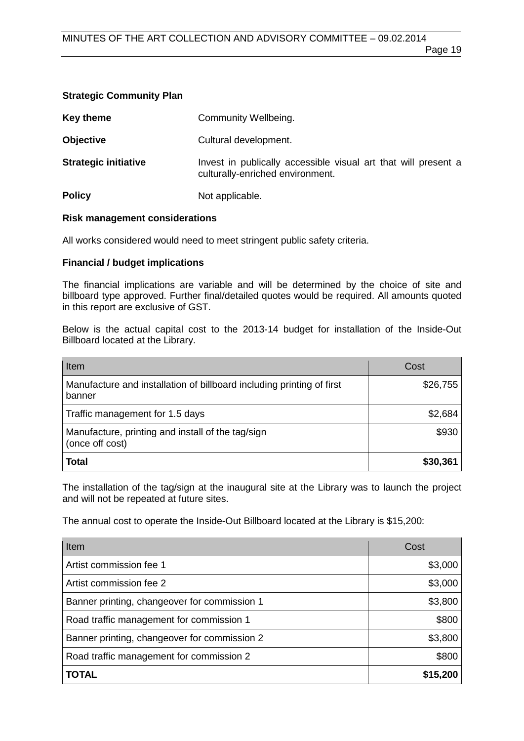**Strategic Community Plan**

**Key theme** Community Wellbeing.

**Objective** Cultural development.

**Strategic initiative** Invest in publically accessible visual art that will present a culturally-enriched environment.

**Policy** Not applicable.

**Risk management considerations**

All works considered would need to meet stringent public safety criteria.

**Financial / budget implications**

The financial implications are variable and will be determined by the choice of site and billboard type approved. Further final/detailed quotes would be required. All amounts quoted in this report are exclusive of GST.

Below is the actual capital cost to the 2013-14 budget for installation of the Inside-Out Billboard located at the Library.

| Item | Cost |
|---|---:|
| Manufacture and installation of billboard including printing of first banner | $26,755 |
| Traffic management for 1.5 days | $2,684 |
| Manufacture, printing and install of the tag/sign (once off cost) | $930 |
| **Total** | **$30,361** |

The installation of the tag/sign at the inaugural site at the Library was to launch the project and will not be repeated at future sites.

The annual cost to operate the Inside-Out Billboard located at the Library is $15,200:

| Item | Cost |
|---|---:|
| Artist commission fee 1 | $3,000 |
| Artist commission fee 2 | $3,000 |
| Banner printing, changeover for commission 1 | $3,800 |
| Road traffic management for commission 1 | $800 |
| Banner printing, changeover for commission 2 | $3,800 |
| Road traffic management for commission 2 | $800 |
| **TOTAL** | **$15,200** |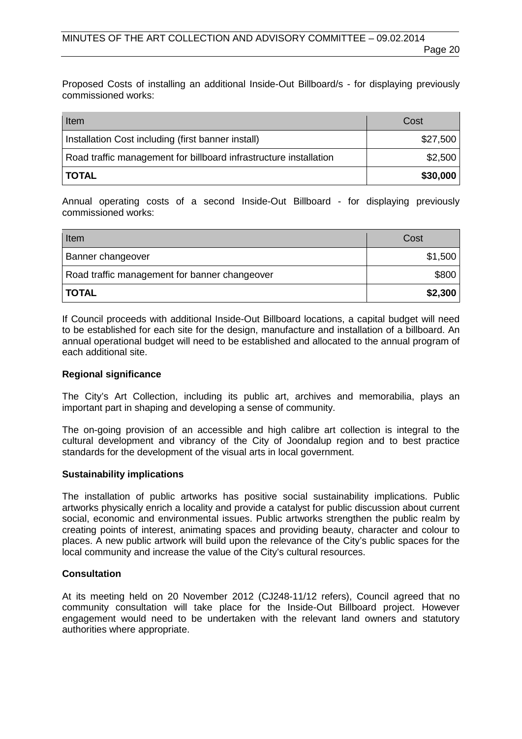Proposed Costs of installing an additional Inside-Out Billboard/s - for displaying previously commissioned works:

| Item | Cost |
|---|---|
| Installation Cost including (first banner install) | $27,500 |
| Road traffic management for billboard infrastructure installation | $2,500 |
| **TOTAL** | **$30,000** |

Annual operating costs of a second Inside-Out Billboard - for displaying previously commissioned works:

| Item | Cost |
|---|---|
| Banner changeover | $1,500 |
| Road traffic management for banner changeover | $800 |
| **TOTAL** | **$2,300** |

If Council proceeds with additional Inside-Out Billboard locations, a capital budget will need to be established for each site for the design, manufacture and installation of a billboard. An annual operational budget will need to be established and allocated to the annual program of each additional site.

**Regional significance**

The City's Art Collection, including its public art, archives and memorabilia, plays an important part in shaping and developing a sense of community.

The on-going provision of an accessible and high calibre art collection is integral to the cultural development and vibrancy of the City of Joondalup region and to best practice standards for the development of the visual arts in local government.

**Sustainability implications**

The installation of public artworks has positive social sustainability implications. Public artworks physically enrich a locality and provide a catalyst for public discussion about current social, economic and environmental issues. Public artworks strengthen the public realm by creating points of interest, animating spaces and providing beauty, character and colour to places. A new public artwork will build upon the relevance of the City's public spaces for the local community and increase the value of the City's cultural resources.

**Consultation**

At its meeting held on 20 November 2012 (CJ248-11/12 refers), Council agreed that no community consultation will take place for the Inside-Out Billboard project. However engagement would need to be undertaken with the relevant land owners and statutory authorities where appropriate.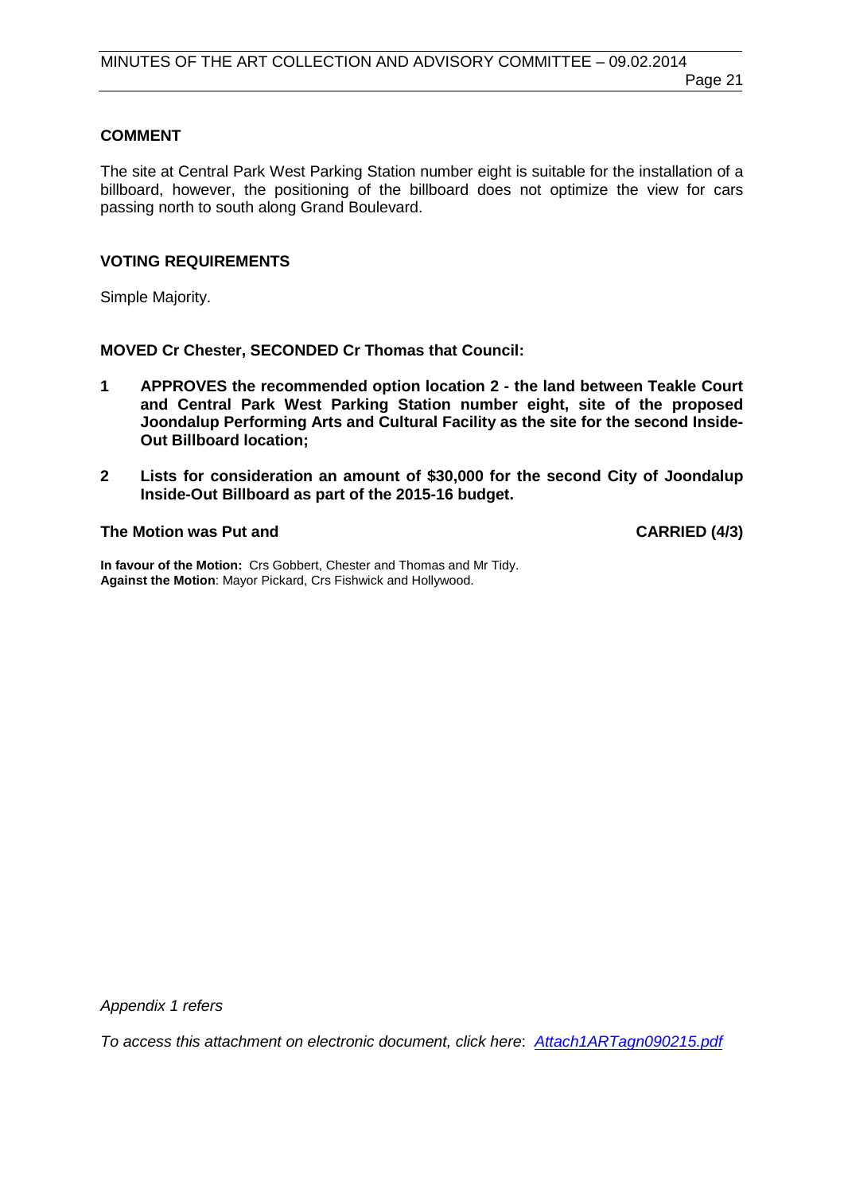**COMMENT**

The site at Central Park West Parking Station number eight is suitable for the installation of a billboard, however, the positioning of the billboard does not optimize the view for cars passing north to south along Grand Boulevard.

**VOTING REQUIREMENTS**

Simple Majority.

**MOVED Cr Chester, SECONDED Cr Thomas that Council:**

1. **APPROVES the recommended option location 2 - the land between Teakle Court and Central Park West Parking Station number eight, site of the proposed Joondalup Performing Arts and Cultural Facility as the site for the second Inside-Out Billboard location;**

2. **Lists for consideration an amount of $30,000 for the second City of Joondalup Inside-Out Billboard as part of the 2015-16 budget.**

**The Motion was Put and CARRIED (4/3)**

**In favour of the Motion:** Crs Gobbert, Chester and Thomas and Mr Tidy.
**Against the Motion**: Mayor Pickard, Crs Fishwick and Hollywood.

*Appendix 1 refers*

*To access this attachment on electronic document, click here*: *Attach1ARTagn090215.pdf*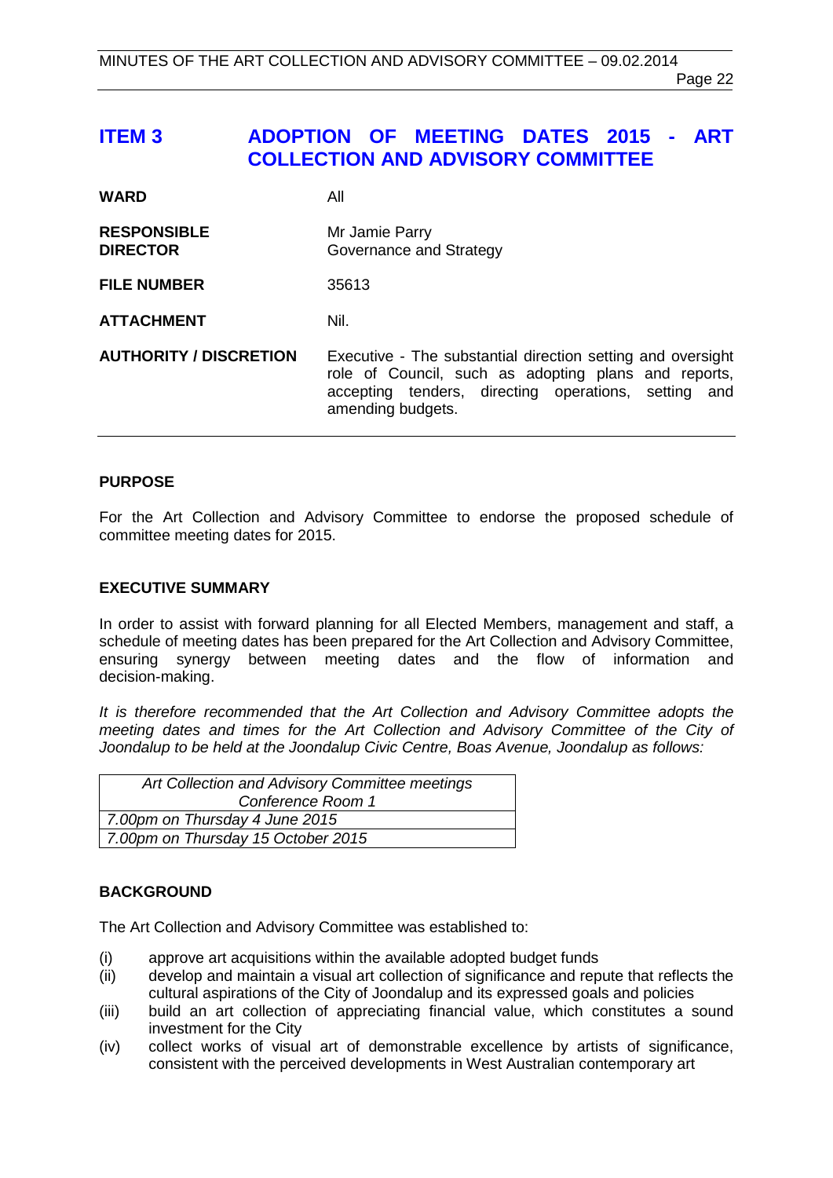## ITEM 3 ADOPTION OF MEETING DATES 2015 - ART COLLECTION AND ADVISORY COMMITTEE

| | |
|---|---|
| **WARD** | All |
| **RESPONSIBLE DIRECTOR** | Mr Jamie Parry<br>Governance and Strategy |
| **FILE NUMBER** | 35613 |
| **ATTACHMENT** | Nil. |
| **AUTHORITY / DISCRETION** | Executive - The substantial direction setting and oversight role of Council, such as adopting plans and reports, accepting tenders, directing operations, setting and amending budgets. |

### PURPOSE

For the Art Collection and Advisory Committee to endorse the proposed schedule of committee meeting dates for 2015.

### EXECUTIVE SUMMARY

In order to assist with forward planning for all Elected Members, management and staff, a schedule of meeting dates has been prepared for the Art Collection and Advisory Committee, ensuring synergy between meeting dates and the flow of information and decision-making.

*It is therefore recommended that the Art Collection and Advisory Committee adopts the meeting dates and times for the Art Collection and Advisory Committee of the City of Joondalup to be held at the Joondalup Civic Centre, Boas Avenue, Joondalup as follows:*

| *Art Collection and Advisory Committee meetings Conference Room 1* |
|---|
| *7.00pm on Thursday 4 June 2015* |
| *7.00pm on Thursday 15 October 2015* |

### BACKGROUND

The Art Collection and Advisory Committee was established to:

(i) approve art acquisitions within the available adopted budget funds
(ii) develop and maintain a visual art collection of significance and repute that reflects the cultural aspirations of the City of Joondalup and its expressed goals and policies
(iii) build an art collection of appreciating financial value, which constitutes a sound investment for the City
(iv) collect works of visual art of demonstrable excellence by artists of significance, consistent with the perceived developments in West Australian contemporary art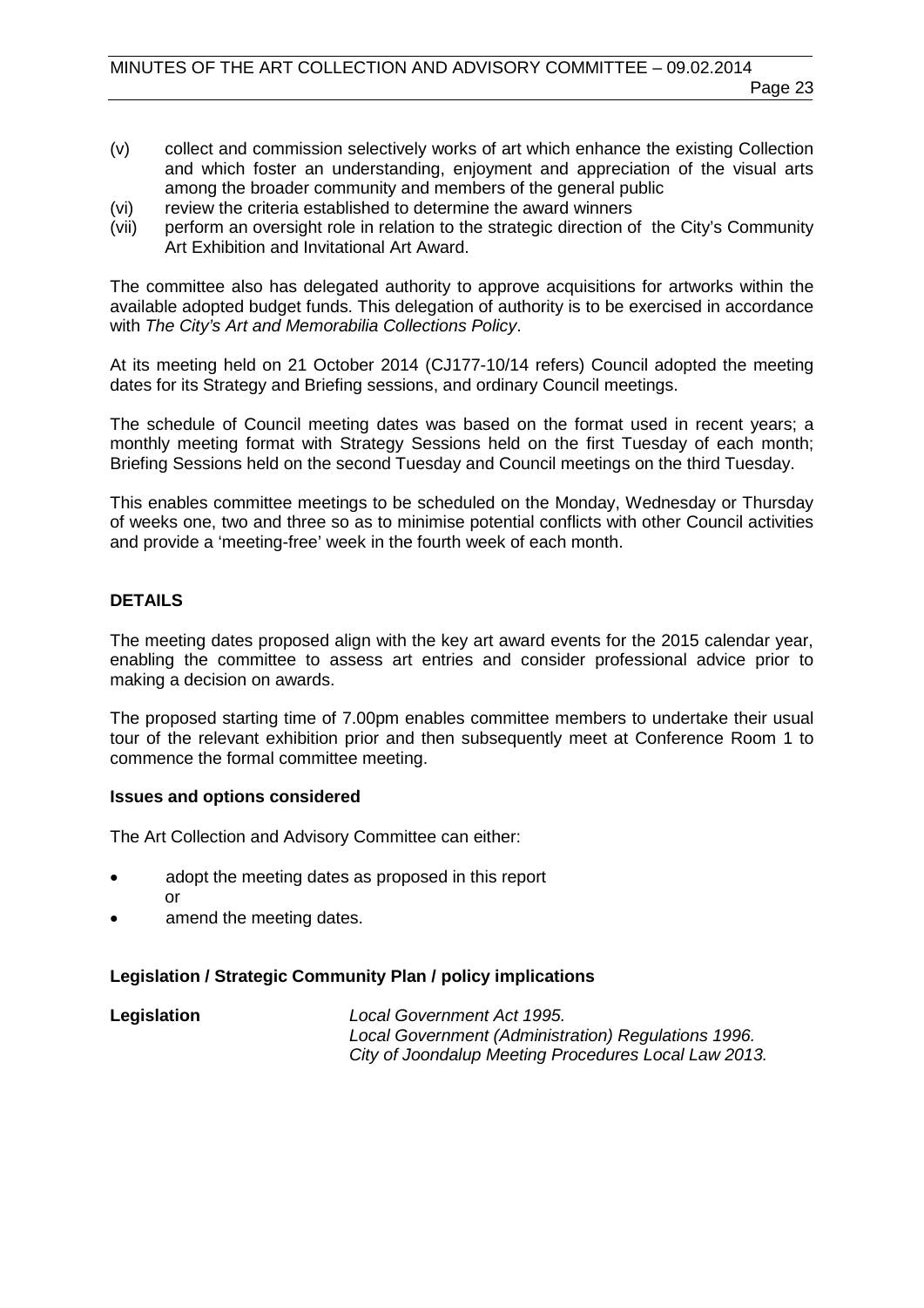(v) collect and commission selectively works of art which enhance the existing Collection and which foster an understanding, enjoyment and appreciation of the visual arts among the broader community and members of the general public
(vi) review the criteria established to determine the award winners
(vii) perform an oversight role in relation to the strategic direction of the City's Community Art Exhibition and Invitational Art Award.

The committee also has delegated authority to approve acquisitions for artworks within the available adopted budget funds. This delegation of authority is to be exercised in accordance with *The City's Art and Memorabilia Collections Policy*.

At its meeting held on 21 October 2014 (CJ177-10/14 refers) Council adopted the meeting dates for its Strategy and Briefing sessions, and ordinary Council meetings.

The schedule of Council meeting dates was based on the format used in recent years; a monthly meeting format with Strategy Sessions held on the first Tuesday of each month; Briefing Sessions held on the second Tuesday and Council meetings on the third Tuesday.

This enables committee meetings to be scheduled on the Monday, Wednesday or Thursday of weeks one, two and three so as to minimise potential conflicts with other Council activities and provide a 'meeting-free' week in the fourth week of each month.

## DETAILS

The meeting dates proposed align with the key art award events for the 2015 calendar year, enabling the committee to assess art entries and consider professional advice prior to making a decision on awards.

The proposed starting time of 7.00pm enables committee members to undertake their usual tour of the relevant exhibition prior and then subsequently meet at Conference Room 1 to commence the formal committee meeting.

### Issues and options considered

The Art Collection and Advisory Committee can either:

- adopt the meeting dates as proposed in this report
  or
- amend the meeting dates.

### Legislation / Strategic Community Plan / policy implications

**Legislation** *Local Government Act 1995.*
*Local Government (Administration) Regulations 1996.*
*City of Joondalup Meeting Procedures Local Law 2013.*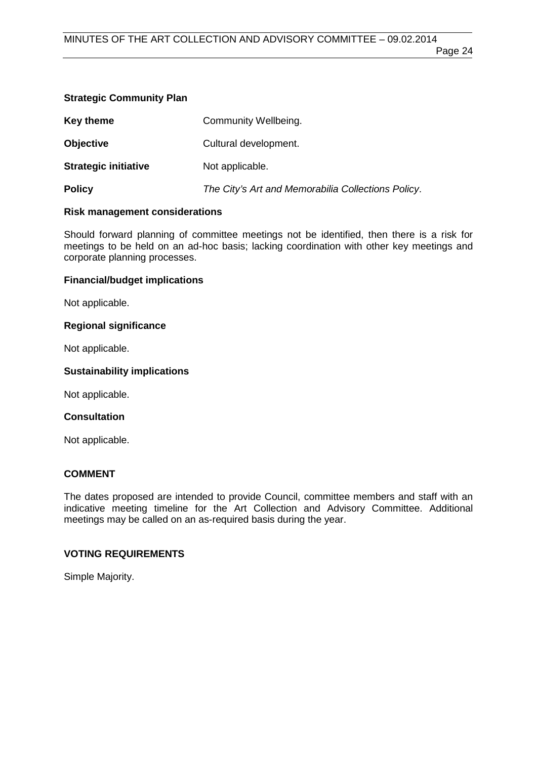**Strategic Community Plan**

| | |
|---|---|
| **Key theme** | Community Wellbeing. |
| **Objective** | Cultural development. |
| **Strategic initiative** | Not applicable. |
| **Policy** | *The City's Art and Memorabilia Collections Policy*. |

**Risk management considerations**

Should forward planning of committee meetings not be identified, then there is a risk for meetings to be held on an ad-hoc basis; lacking coordination with other key meetings and corporate planning processes.

**Financial/budget implications**

Not applicable.

**Regional significance**

Not applicable.

**Sustainability implications**

Not applicable.

**Consultation**

Not applicable.

## COMMENT

The dates proposed are intended to provide Council, committee members and staff with an indicative meeting timeline for the Art Collection and Advisory Committee. Additional meetings may be called on an as-required basis during the year.

## VOTING REQUIREMENTS

Simple Majority.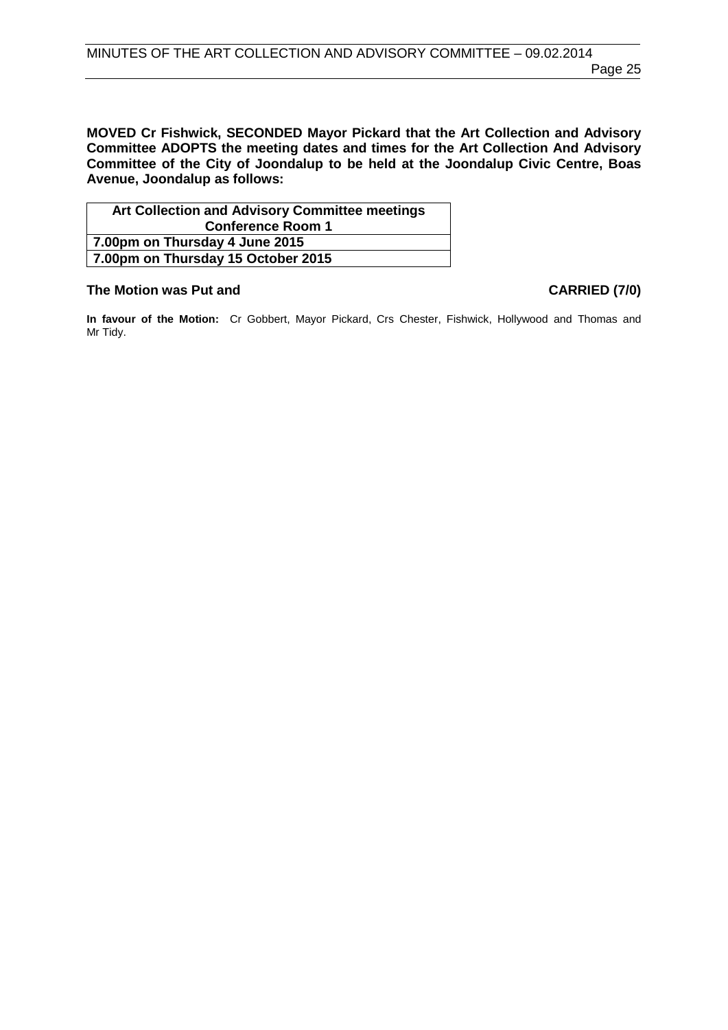**MOVED Cr Fishwick, SECONDED Mayor Pickard that the Art Collection and Advisory Committee ADOPTS the meeting dates and times for the Art Collection And Advisory Committee of the City of Joondalup to be held at the Joondalup Civic Centre, Boas Avenue, Joondalup as follows:**

| **Art Collection and Advisory Committee meetings Conference Room 1** |
|---|
| **7.00pm on Thursday 4 June 2015** |
| **7.00pm on Thursday 15 October 2015** |

**The Motion was Put and CARRIED (7/0)**

**In favour of the Motion:** Cr Gobbert, Mayor Pickard, Crs Chester, Fishwick, Hollywood and Thomas and Mr Tidy.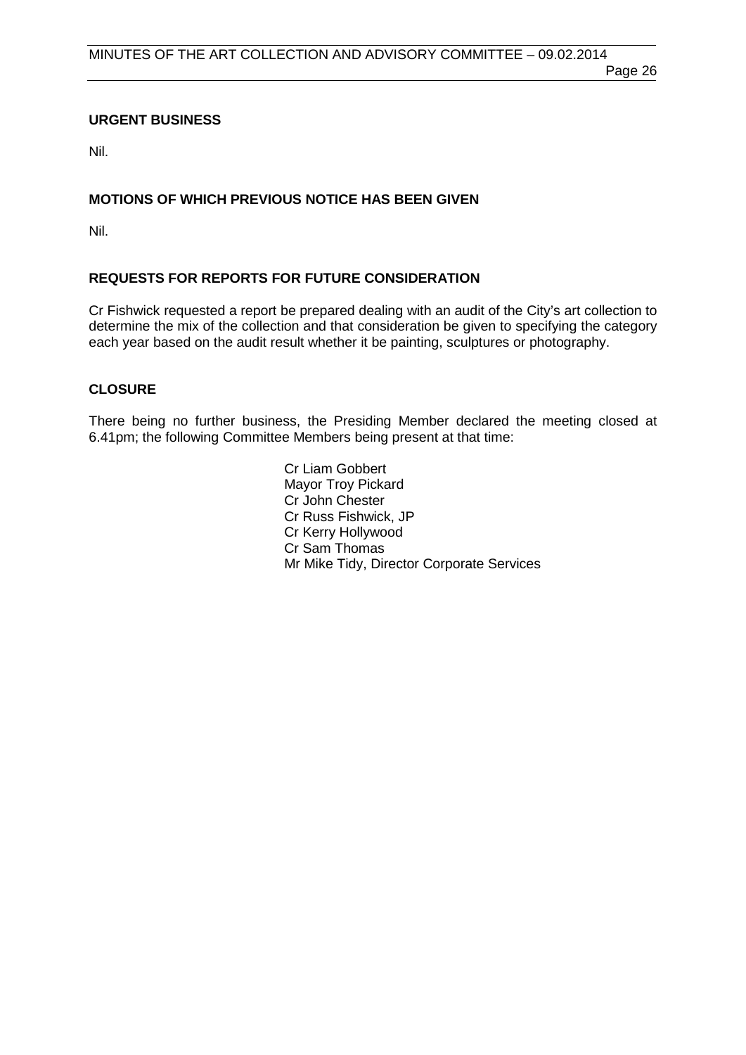## URGENT BUSINESS

Nil.

## MOTIONS OF WHICH PREVIOUS NOTICE HAS BEEN GIVEN

Nil.

## REQUESTS FOR REPORTS FOR FUTURE CONSIDERATION

Cr Fishwick requested a report be prepared dealing with an audit of the City's art collection to determine the mix of the collection and that consideration be given to specifying the category each year based on the audit result whether it be painting, sculptures or photography.

## CLOSURE

There being no further business, the Presiding Member declared the meeting closed at 6.41pm; the following Committee Members being present at that time:

Cr Liam Gobbert
Mayor Troy Pickard
Cr John Chester
Cr Russ Fishwick, JP
Cr Kerry Hollywood
Cr Sam Thomas
Mr Mike Tidy, Director Corporate Services